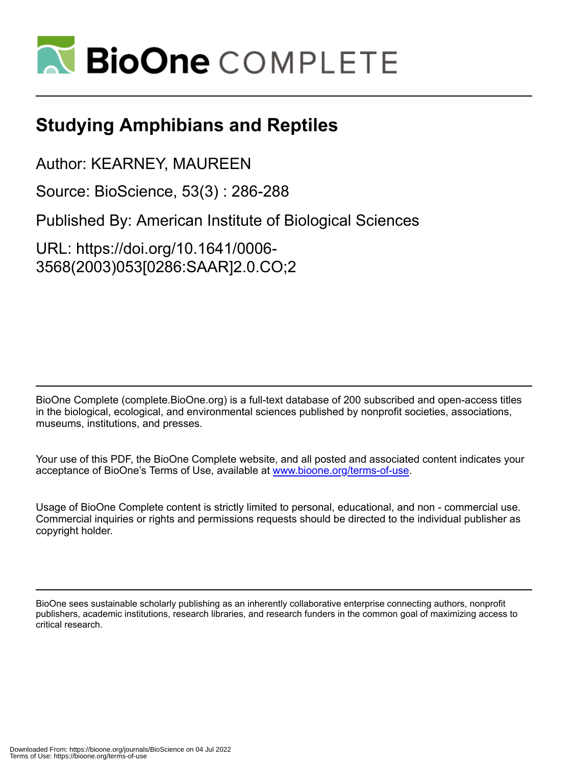# Studying Amphibians and Reptiles

Author: KEARNEY, MAUREEN

Source: BioScience, 53(3) : 286-288

Published By: American Institute of Biological Sciences

URL: https://doi.org/10.1641/0006-3568(2003)053[0286:SAAR]2.0.CO;2

BioOne Complete (complete.BioOne.org) is a full-text database of 200 subscribed and open-access titles in the biological, ecological, and environmental sciences published by nonprofit societies, associations, museums, institutions, and presses.

Your use of this PDF, the BioOne Complete website, and all posted and associated content indicates your acceptance of BioOne's Terms of Use, available at www.bioone.org/terms-of-use.

Usage of BioOne Complete content is strictly limited to personal, educational, and non - commercial use. Commercial inquiries or rights and permissions requests should be directed to the individual publisher as copyright holder.

BioOne sees sustainable scholarly publishing as an inherently collaborative enterprise connecting authors, nonprofit publishers, academic institutions, research libraries, and research funders in the common goal of maximizing access to critical research.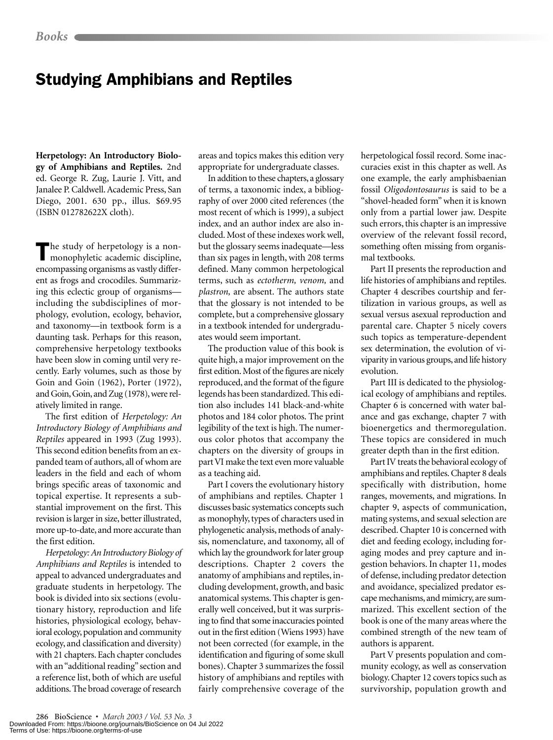## Studying Amphibians and Reptiles

**Herpetology: An Introductory Biology of Amphibians and Reptiles.** 2nd ed. George R. Zug, Laurie J. Vitt, and Janalee P. Caldwell. Academic Press, San Diego, 2001. 630 pp., illus. $69.95 (ISBN 012782622X cloth).

The study of herpetology is a nonmonophyletic academic discipline, encompassing organisms as vastly different as frogs and crocodiles. Summarizing this eclectic group of organisms—including the subdisciplines of morphology, evolution, ecology, behavior, and taxonomy—in textbook form is a daunting task. Perhaps for this reason, comprehensive herpetology textbooks have been slow in coming until very recently. Early volumes, such as those by Goin and Goin (1962), Porter (1972), and Goin, Goin, and Zug (1978), were relatively limited in range.

The first edition of *Herpetology: An Introductory Biology of Amphibians and Reptiles* appeared in 1993 (Zug 1993). This second edition benefits from an expanded team of authors, all of whom are leaders in the field and each of whom brings specific areas of taxonomic and topical expertise. It represents a substantial improvement on the first. This revision is larger in size, better illustrated, more up-to-date, and more accurate than the first edition.

*Herpetology: An Introductory Biology of Amphibians and Reptiles* is intended to appeal to advanced undergraduates and graduate students in herpetology. The book is divided into six sections (evolutionary history, reproduction and life histories, physiological ecology, behavioral ecology, population and community ecology, and classification and diversity) with 21 chapters. Each chapter concludes with an "additional reading" section and a reference list, both of which are useful additions. The broad coverage of research areas and topics makes this edition very appropriate for undergraduate classes.

In addition to these chapters, a glossary of terms, a taxonomic index, a bibliography of over 2000 cited references (the most recent of which is 1999), a subject index, and an author index are also included. Most of these indexes work well, but the glossary seems inadequate—less than six pages in length, with 208 terms defined. Many common herpetological terms, such as *ectotherm, venom,* and *plastron,* are absent. The authors state that the glossary is not intended to be complete, but a comprehensive glossary in a textbook intended for undergraduates would seem important.

The production value of this book is quite high, a major improvement on the first edition. Most of the figures are nicely reproduced, and the format of the figure legends has been standardized. This edition also includes 141 black-and-white photos and 184 color photos. The print legibility of the text is high. The numerous color photos that accompany the chapters on the diversity of groups in part VI make the text even more valuable as a teaching aid.

Part I covers the evolutionary history of amphibians and reptiles. Chapter 1 discusses basic systematics concepts such as monophyly, types of characters used in phylogenetic analysis, methods of analysis, nomenclature, and taxonomy, all of which lay the groundwork for later group descriptions. Chapter 2 covers the anatomy of amphibians and reptiles, including development, growth, and basic anatomical systems. This chapter is generally well conceived, but it was surprising to find that some inaccuracies pointed out in the first edition (Wiens 1993) have not been corrected (for example, in the identification and figuring of some skull bones). Chapter 3 summarizes the fossil history of amphibians and reptiles with fairly comprehensive coverage of the herpetological fossil record. Some inaccuracies exist in this chapter as well. As one example, the early amphisbaenian fossil *Oligodontosaurus* is said to be a "shovel-headed form" when it is known only from a partial lower jaw. Despite such errors, this chapter is an impressive overview of the relevant fossil record, something often missing from organismal textbooks.

Part II presents the reproduction and life histories of amphibians and reptiles. Chapter 4 describes courtship and fertilization in various groups, as well as sexual versus asexual reproduction and parental care. Chapter 5 nicely covers such topics as temperature-dependent sex determination, the evolution of viviparity in various groups, and life history evolution.

Part III is dedicated to the physiological ecology of amphibians and reptiles. Chapter 6 is concerned with water balance and gas exchange, chapter 7 with bioenergetics and thermoregulation. These topics are considered in much greater depth than in the first edition.

Part IV treats the behavioral ecology of amphibians and reptiles. Chapter 8 deals specifically with distribution, home ranges, movements, and migrations. In chapter 9, aspects of communication, mating systems, and sexual selection are described. Chapter 10 is concerned with diet and feeding ecology, including foraging modes and prey capture and ingestion behaviors. In chapter 11, modes of defense, including predator detection and avoidance, specialized predator escape mechanisms, and mimicry, are summarized. This excellent section of the book is one of the many areas where the combined strength of the new team of authors is apparent.

Part V presents population and community ecology, as well as conservation biology. Chapter 12 covers topics such as survivorship, population growth and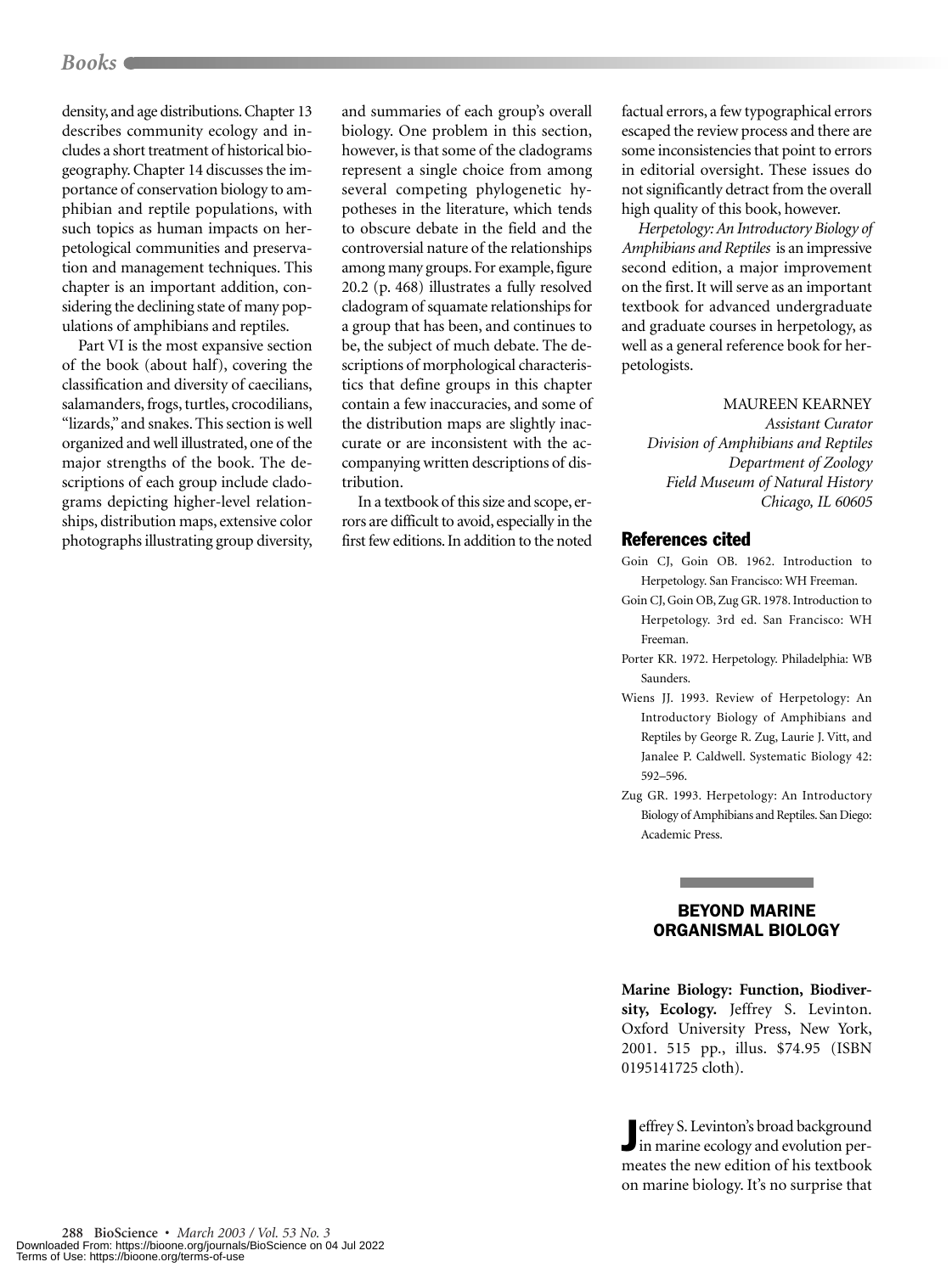density, and age distributions. Chapter 13 describes community ecology and includes a short treatment of historical biogeography. Chapter 14 discusses the importance of conservation biology to amphibian and reptile populations, with such topics as human impacts on herpetological communities and preservation and management techniques. This chapter is an important addition, considering the declining state of many populations of amphibians and reptiles.

Part VI is the most expansive section of the book (about half), covering the classification and diversity of caecilians, salamanders, frogs, turtles, crocodilians, "lizards," and snakes. This section is well organized and well illustrated, one of the major strengths of the book. The descriptions of each group include cladograms depicting higher-level relationships, distribution maps, extensive color photographs illustrating group diversity, and summaries of each group's overall biology. One problem in this section, however, is that some of the cladograms represent a single choice from among several competing phylogenetic hypotheses in the literature, which tends to obscure debate in the field and the controversial nature of the relationships among many groups. For example, figure 20.2 (p. 468) illustrates a fully resolved cladogram of squamate relationships for a group that has been, and continues to be, the subject of much debate. The descriptions of morphological characteristics that define groups in this chapter contain a few inaccuracies, and some of the distribution maps are slightly inaccurate or are inconsistent with the accompanying written descriptions of distribution.

In a textbook of this size and scope, errors are difficult to avoid, especially in the first few editions. In addition to the noted factual errors, a few typographical errors escaped the review process and there are some inconsistencies that point to errors in editorial oversight. These issues do not significantly detract from the overall high quality of this book, however.

*Herpetology: An Introductory Biology of Amphibians and Reptiles* is an impressive second edition, a major improvement on the first. It will serve as an important textbook for advanced undergraduate and graduate courses in herpetology, as well as a general reference book for herpetologists.

MAUREEN KEARNEY
*Assistant Curator*
*Division of Amphibians and Reptiles*
*Department of Zoology*
*Field Museum of Natural History*
*Chicago, IL 60605*

## References cited

Goin CJ, Goin OB. 1962. Introduction to Herpetology. San Francisco: WH Freeman.

Goin CJ, Goin OB, Zug GR. 1978. Introduction to Herpetology. 3rd ed. San Francisco: WH Freeman.

Porter KR. 1972. Herpetology. Philadelphia: WB Saunders.

Wiens JJ. 1993. Review of Herpetology: An Introductory Biology of Amphibians and Reptiles by George R. Zug, Laurie J. Vitt, and Janalee P. Caldwell. Systematic Biology 42: 592–596.

Zug GR. 1993. Herpetology: An Introductory Biology of Amphibians and Reptiles. San Diego: Academic Press.

## BEYOND MARINE ORGANISMAL BIOLOGY

**Marine Biology: Function, Biodiversity, Ecology.** Jeffrey S. Levinton. Oxford University Press, New York, 2001. 515 pp., illus. $74.95 (ISBN 0195141725 cloth).

Jeffrey S. Levinton's broad background in marine ecology and evolution permeates the new edition of his textbook on marine biology. It's no surprise that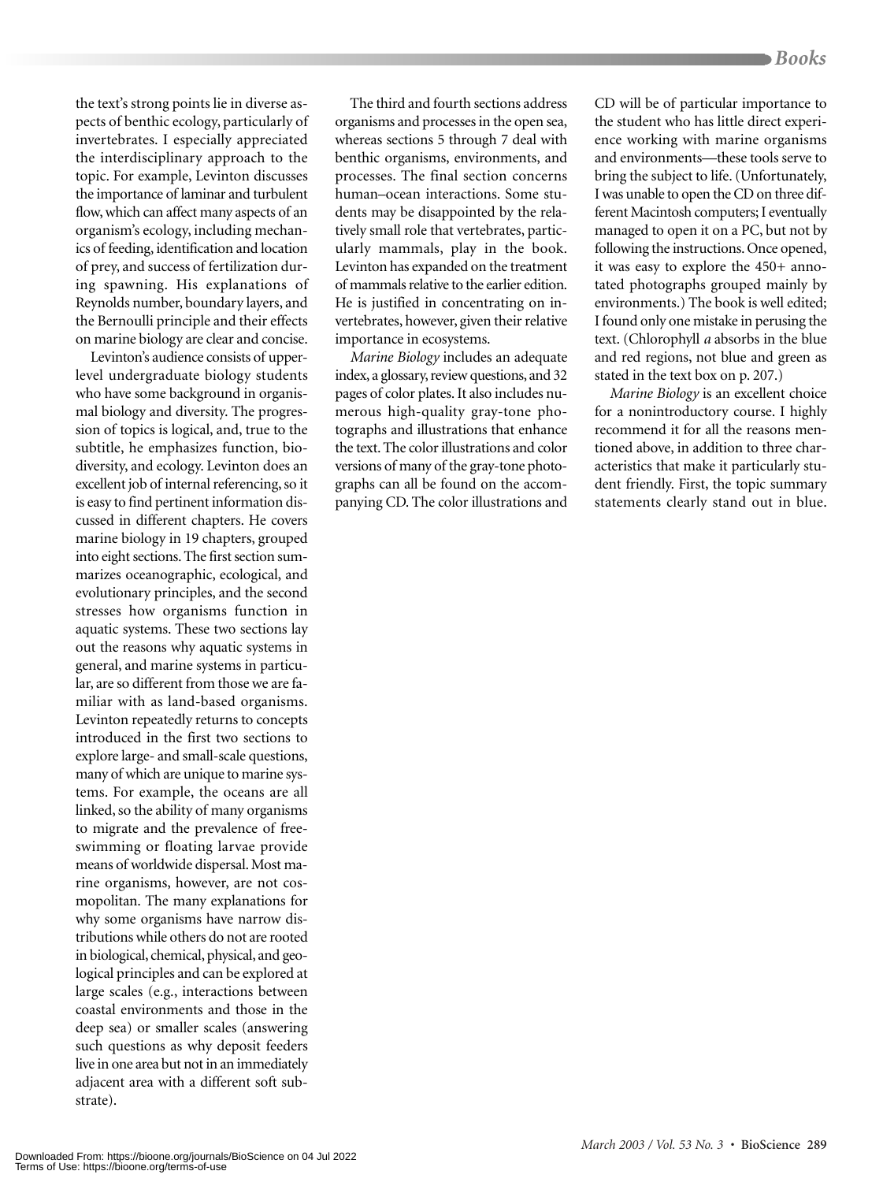the text's strong points lie in diverse aspects of benthic ecology, particularly of invertebrates. I especially appreciated the interdisciplinary approach to the topic. For example, Levinton discusses the importance of laminar and turbulent flow, which can affect many aspects of an organism's ecology, including mechanics of feeding, identification and location of prey, and success of fertilization during spawning. His explanations of Reynolds number, boundary layers, and the Bernoulli principle and their effects on marine biology are clear and concise.

Levinton's audience consists of upper-level undergraduate biology students who have some background in organismal biology and diversity. The progression of topics is logical, and, true to the subtitle, he emphasizes function, biodiversity, and ecology. Levinton does an excellent job of internal referencing, so it is easy to find pertinent information discussed in different chapters. He covers marine biology in 19 chapters, grouped into eight sections. The first section summarizes oceanographic, ecological, and evolutionary principles, and the second stresses how organisms function in aquatic systems. These two sections lay out the reasons why aquatic systems in general, and marine systems in particular, are so different from those we are familiar with as land-based organisms. Levinton repeatedly returns to concepts introduced in the first two sections to explore large- and small-scale questions, many of which are unique to marine systems. For example, the oceans are all linked, so the ability of many organisms to migrate and the prevalence of free-swimming or floating larvae provide means of worldwide dispersal. Most marine organisms, however, are not cosmopolitan. The many explanations for why some organisms have narrow distributions while others do not are rooted in biological, chemical, physical, and geological principles and can be explored at large scales (e.g., interactions between coastal environments and those in the deep sea) or smaller scales (answering such questions as why deposit feeders live in one area but not in an immediately adjacent area with a different soft substrate).

The third and fourth sections address organisms and processes in the open sea, whereas sections 5 through 7 deal with benthic organisms, environments, and processes. The final section concerns human–ocean interactions. Some students may be disappointed by the relatively small role that vertebrates, particularly mammals, play in the book. Levinton has expanded on the treatment of mammals relative to the earlier edition. He is justified in concentrating on invertebrates, however, given their relative importance in ecosystems.

*Marine Biology* includes an adequate index, a glossary, review questions, and 32 pages of color plates. It also includes numerous high-quality gray-tone photographs and illustrations that enhance the text. The color illustrations and color versions of many of the gray-tone photographs can all be found on the accompanying CD. The color illustrations and CD will be of particular importance to the student who has little direct experience working with marine organisms and environments—these tools serve to bring the subject to life. (Unfortunately, I was unable to open the CD on three different Macintosh computers; I eventually managed to open it on a PC, but not by following the instructions. Once opened, it was easy to explore the 450+ annotated photographs grouped mainly by environments.) The book is well edited; I found only one mistake in perusing the text. (Chlorophyll *a* absorbs in the blue and red regions, not blue and green as stated in the text box on p. 207.)

*Marine Biology* is an excellent choice for a nonintroductory course. I highly recommend it for all the reasons mentioned above, in addition to three characteristics that make it particularly student friendly. First, the topic summary statements clearly stand out in blue.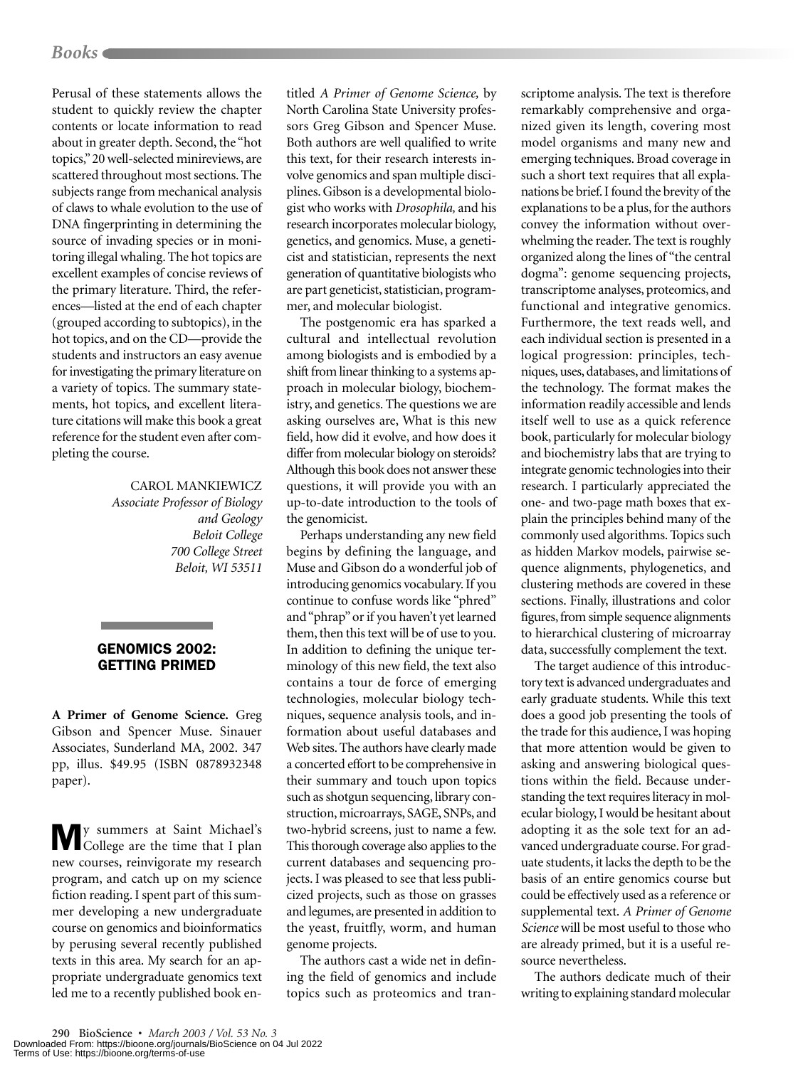Perusal of these statements allows the student to quickly review the chapter contents or locate information to read about in greater depth. Second, the "hot topics," 20 well-selected minireviews, are scattered throughout most sections. The subjects range from mechanical analysis of claws to whale evolution to the use of DNA fingerprinting in determining the source of invading species or in monitoring illegal whaling. The hot topics are excellent examples of concise reviews of the primary literature. Third, the references—listed at the end of each chapter (grouped according to subtopics), in the hot topics, and on the CD—provide the students and instructors an easy avenue for investigating the primary literature on a variety of topics. The summary statements, hot topics, and excellent literature citations will make this book a great reference for the student even after completing the course.

CAROL MANKIEWICZ
*Associate Professor of Biology and Geology*
*Beloit College*
*700 College Street*
*Beloit, WI 53511*

## GENOMICS 2002: GETTING PRIMED

**A Primer of Genome Science.** Greg Gibson and Spencer Muse. Sinauer Associates, Sunderland MA, 2002. 347 pp, illus. $49.95 (ISBN 0878932348 paper).

My summers at Saint Michael's College are the time that I plan new courses, reinvigorate my research program, and catch up on my science fiction reading. I spent part of this summer developing a new undergraduate course on genomics and bioinformatics by perusing several recently published texts in this area. My search for an appropriate undergraduate genomics text led me to a recently published book entitled *A Primer of Genome Science,* by North Carolina State University professors Greg Gibson and Spencer Muse. Both authors are well qualified to write this text, for their research interests involve genomics and span multiple disciplines. Gibson is a developmental biologist who works with *Drosophila,* and his research incorporates molecular biology, genetics, and genomics. Muse, a geneticist and statistician, represents the next generation of quantitative biologists who are part geneticist, statistician, programmer, and molecular biologist.

The postgenomic era has sparked a cultural and intellectual revolution among biologists and is embodied by a shift from linear thinking to a systems approach in molecular biology, biochemistry, and genetics. The questions we are asking ourselves are, What is this new field, how did it evolve, and how does it differ from molecular biology on steroids? Although this book does not answer these questions, it will provide you with an up-to-date introduction to the tools of the genomicist.

Perhaps understanding any new field begins by defining the language, and Muse and Gibson do a wonderful job of introducing genomics vocabulary. If you continue to confuse words like "phred" and "phrap" or if you haven't yet learned them, then this text will be of use to you. In addition to defining the unique terminology of this new field, the text also contains a tour de force of emerging technologies, molecular biology techniques, sequence analysis tools, and information about useful databases and Web sites. The authors have clearly made a concerted effort to be comprehensive in their summary and touch upon topics such as shotgun sequencing, library construction, microarrays, SAGE, SNPs, and two-hybrid screens, just to name a few. This thorough coverage also applies to the current databases and sequencing projects. I was pleased to see that less publicized projects, such as those on grasses and legumes, are presented in addition to the yeast, fruitfly, worm, and human genome projects.

The authors cast a wide net in defining the field of genomics and include topics such as proteomics and transcriptome analysis. The text is therefore remarkably comprehensive and organized given its length, covering most model organisms and many new and emerging techniques. Broad coverage in such a short text requires that all explanations be brief. I found the brevity of the explanations to be a plus, for the authors convey the information without overwhelming the reader. The text is roughly organized along the lines of "the central dogma": genome sequencing projects, transcriptome analyses, proteomics, and functional and integrative genomics. Furthermore, the text reads well, and each individual section is presented in a logical progression: principles, techniques, uses, databases, and limitations of the technology. The format makes the information readily accessible and lends itself well to use as a quick reference book, particularly for molecular biology and biochemistry labs that are trying to integrate genomic technologies into their research. I particularly appreciated the one- and two-page math boxes that explain the principles behind many of the commonly used algorithms. Topics such as hidden Markov models, pairwise sequence alignments, phylogenetics, and clustering methods are covered in these sections. Finally, illustrations and color figures, from simple sequence alignments to hierarchical clustering of microarray data, successfully complement the text.

The target audience of this introductory text is advanced undergraduates and early graduate students. While this text does a good job presenting the tools of the trade for this audience, I was hoping that more attention would be given to asking and answering biological questions within the field. Because understanding the text requires literacy in molecular biology, I would be hesitant about adopting it as the sole text for an advanced undergraduate course. For graduate students, it lacks the depth to be the basis of an entire genomics course but could be effectively used as a reference or supplemental text. *A Primer of Genome Science* will be most useful to those who are already primed, but it is a useful resource nevertheless.

The authors dedicate much of their writing to explaining standard molecular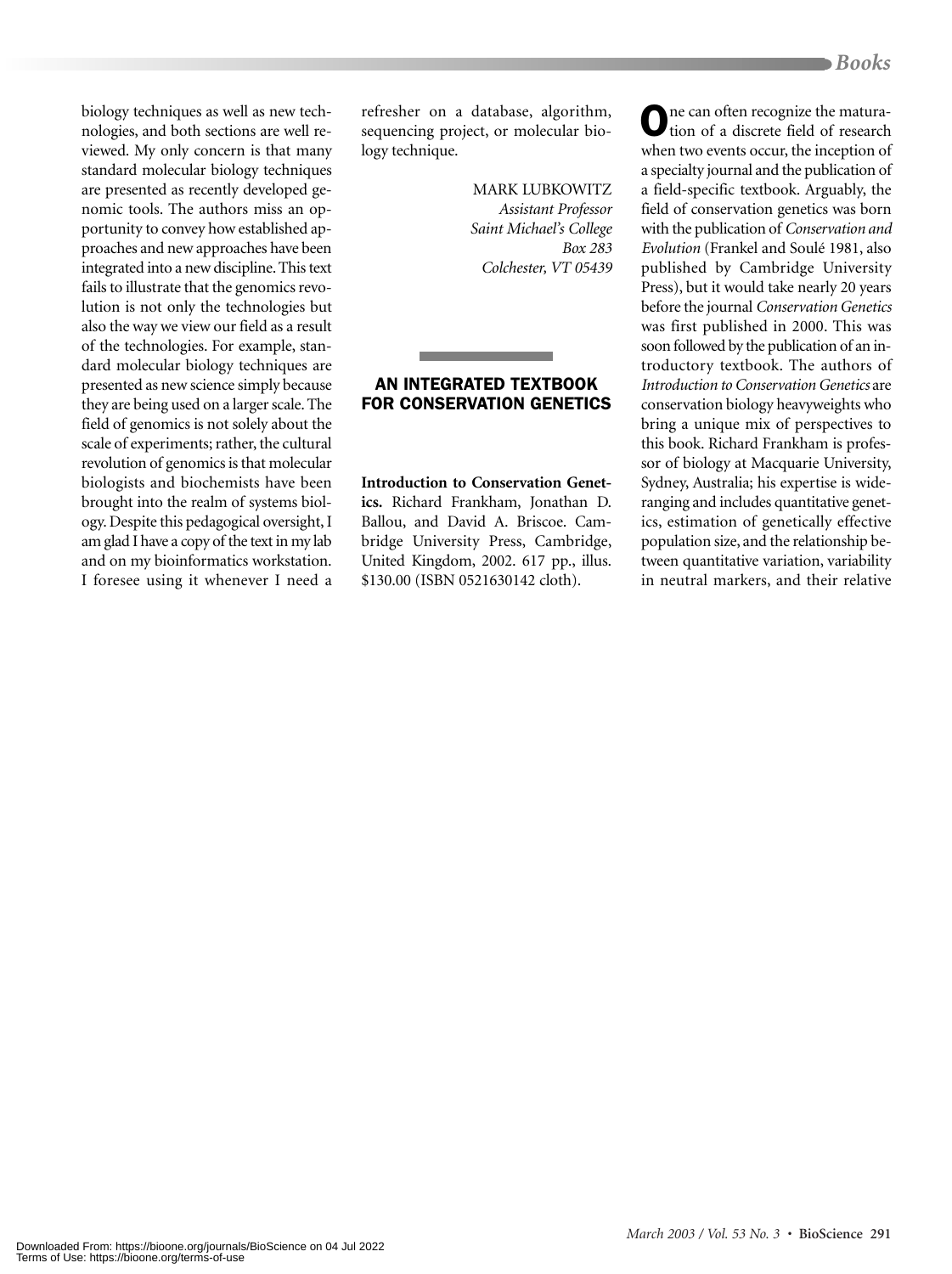biology techniques as well as new technologies, and both sections are well reviewed. My only concern is that many standard molecular biology techniques are presented as recently developed genomic tools. The authors miss an opportunity to convey how established approaches and new approaches have been integrated into a new discipline. This text fails to illustrate that the genomics revolution is not only the technologies but also the way we view our field as a result of the technologies. For example, standard molecular biology techniques are presented as new science simply because they are being used on a larger scale. The field of genomics is not solely about the scale of experiments; rather, the cultural revolution of genomics is that molecular biologists and biochemists have been brought into the realm of systems biology. Despite this pedagogical oversight, I am glad I have a copy of the text in my lab and on my bioinformatics workstation. I foresee using it whenever I need a refresher on a database, algorithm, sequencing project, or molecular biology technique.

MARK LUBKOWITZ
*Assistant Professor*
*Saint Michael's College*
*Box 283*
*Colchester, VT 05439*

## AN INTEGRATED TEXTBOOK FOR CONSERVATION GENETICS

**Introduction to Conservation Genetics.** Richard Frankham, Jonathan D. Ballou, and David A. Briscoe. Cambridge University Press, Cambridge, United Kingdom, 2002. 617 pp., illus. $130.00 (ISBN 0521630142 cloth).

One can often recognize the maturation of a discrete field of research when two events occur, the inception of a specialty journal and the publication of a field-specific textbook. Arguably, the field of conservation genetics was born with the publication of *Conservation and Evolution* (Frankel and Soulé 1981, also published by Cambridge University Press), but it would take nearly 20 years before the journal *Conservation Genetics* was first published in 2000. This was soon followed by the publication of an introductory textbook. The authors of *Introduction to Conservation Genetics* are conservation biology heavyweights who bring a unique mix of perspectives to this book. Richard Frankham is professor of biology at Macquarie University, Sydney, Australia; his expertise is wide-ranging and includes quantitative genetics, estimation of genetically effective population size, and the relationship between quantitative variation, variability in neutral markers, and their relative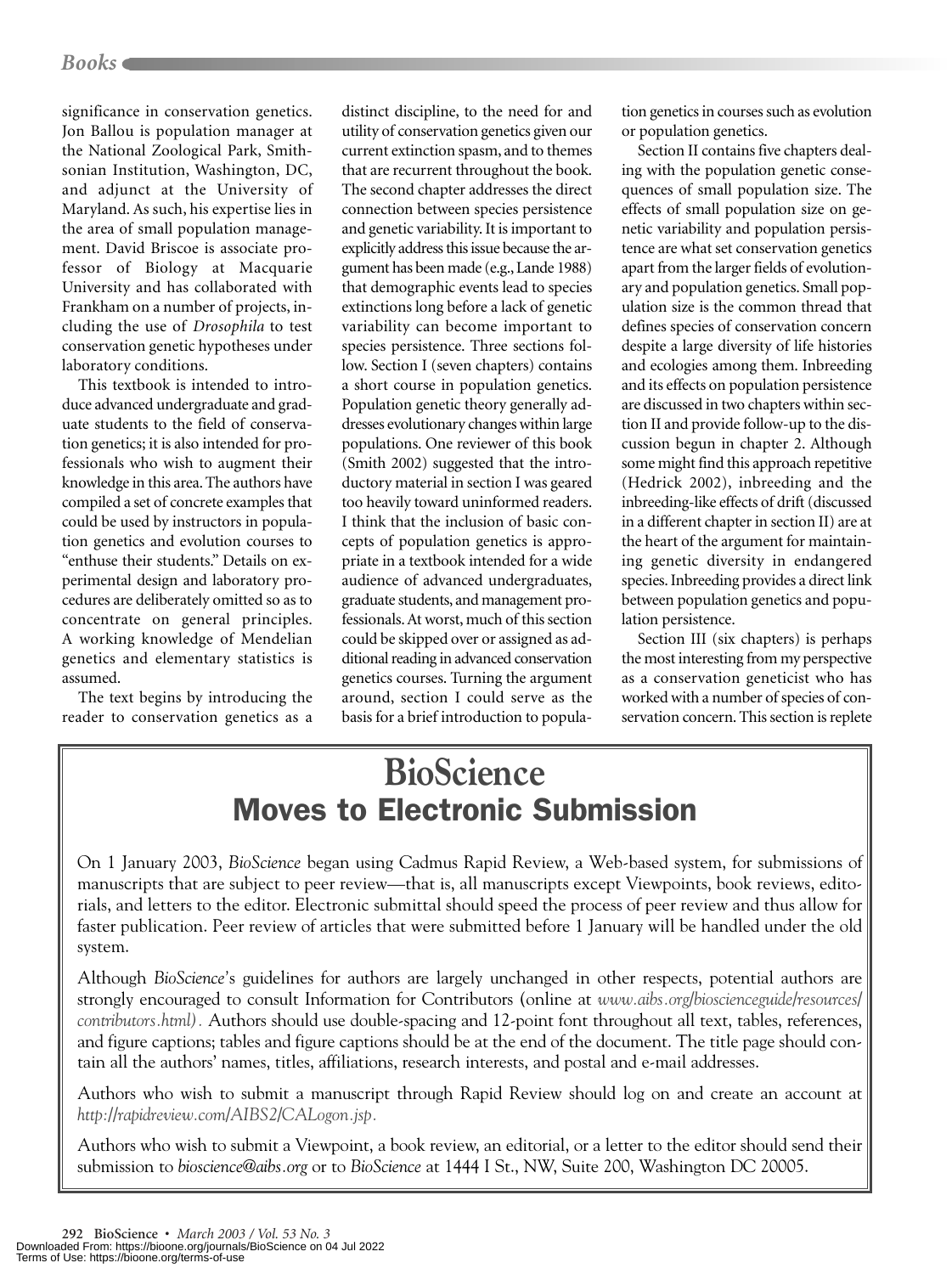significance in conservation genetics. Jon Ballou is population manager at the National Zoological Park, Smithsonian Institution, Washington, DC, and adjunct at the University of Maryland. As such, his expertise lies in the area of small population management. David Briscoe is associate professor of Biology at Macquarie University and has collaborated with Frankham on a number of projects, including the use of *Drosophila* to test conservation genetic hypotheses under laboratory conditions.

This textbook is intended to introduce advanced undergraduate and graduate students to the field of conservation genetics; it is also intended for professionals who wish to augment their knowledge in this area. The authors have compiled a set of concrete examples that could be used by instructors in population genetics and evolution courses to "enthuse their students." Details on experimental design and laboratory procedures are deliberately omitted so as to concentrate on general principles. A working knowledge of Mendelian genetics and elementary statistics is assumed.

The text begins by introducing the reader to conservation genetics as a distinct discipline, to the need for and utility of conservation genetics given our current extinction spasm, and to themes that are recurrent throughout the book. The second chapter addresses the direct connection between species persistence and genetic variability. It is important to explicitly address this issue because the argument has been made (e.g., Lande 1988) that demographic events lead to species extinctions long before a lack of genetic variability can become important to species persistence. Three sections follow. Section I (seven chapters) contains a short course in population genetics. Population genetic theory generally addresses evolutionary changes within large populations. One reviewer of this book (Smith 2002) suggested that the introductory material in section I was geared too heavily toward uninformed readers. I think that the inclusion of basic concepts of population genetics is appropriate in a textbook intended for a wide audience of advanced undergraduates, graduate students, and management professionals. At worst, much of this section could be skipped over or assigned as additional reading in advanced conservation genetics courses. Turning the argument around, section I could serve as the basis for a brief introduction to population genetics in courses such as evolution or population genetics.

Section II contains five chapters dealing with the population genetic consequences of small population size. The effects of small population size on genetic variability and population persistence are what set conservation genetics apart from the larger fields of evolutionary and population genetics. Small population size is the common thread that defines species of conservation concern despite a large diversity of life histories and ecologies among them. Inbreeding and its effects on population persistence are discussed in two chapters within section II and provide follow-up to the discussion begun in chapter 2. Although some might find this approach repetitive (Hedrick 2002), inbreeding and the inbreeding-like effects of drift (discussed in a different chapter in section II) are at the heart of the argument for maintaining genetic diversity in endangered species. Inbreeding provides a direct link between population genetics and population persistence.

Section III (six chapters) is perhaps the most interesting from my perspective as a conservation geneticist who has worked with a number of species of conservation concern. This section is replete

---

# BioScience
## Moves to Electronic Submission

On 1 January 2003, *BioScience* began using Cadmus Rapid Review, a Web-based system, for submissions of manuscripts that are subject to peer review—that is, all manuscripts except Viewpoints, book reviews, editorials, and letters to the editor. Electronic submittal should speed the process of peer review and thus allow for faster publication. Peer review of articles that were submitted before 1 January will be handled under the old system.

Although *BioScience*'s guidelines for authors are largely unchanged in other respects, potential authors are strongly encouraged to consult Information for Contributors (online at *www.aibs.org/bioscienceguide/resources/contributors.html).* Authors should use double-spacing and 12-point font throughout all text, tables, references, and figure captions; tables and figure captions should be at the end of the document. The title page should contain all the authors' names, titles, affiliations, research interests, and postal and e-mail addresses.

Authors who wish to submit a manuscript through Rapid Review should log on and create an account at *http://rapidreview.com/AIBS2/CALogon.jsp.*

Authors who wish to submit a Viewpoint, a book review, an editorial, or a letter to the editor should send their submission to *bioscience@aibs.org* or to *BioScience* at 1444 I St., NW, Suite 200, Washington DC 20005.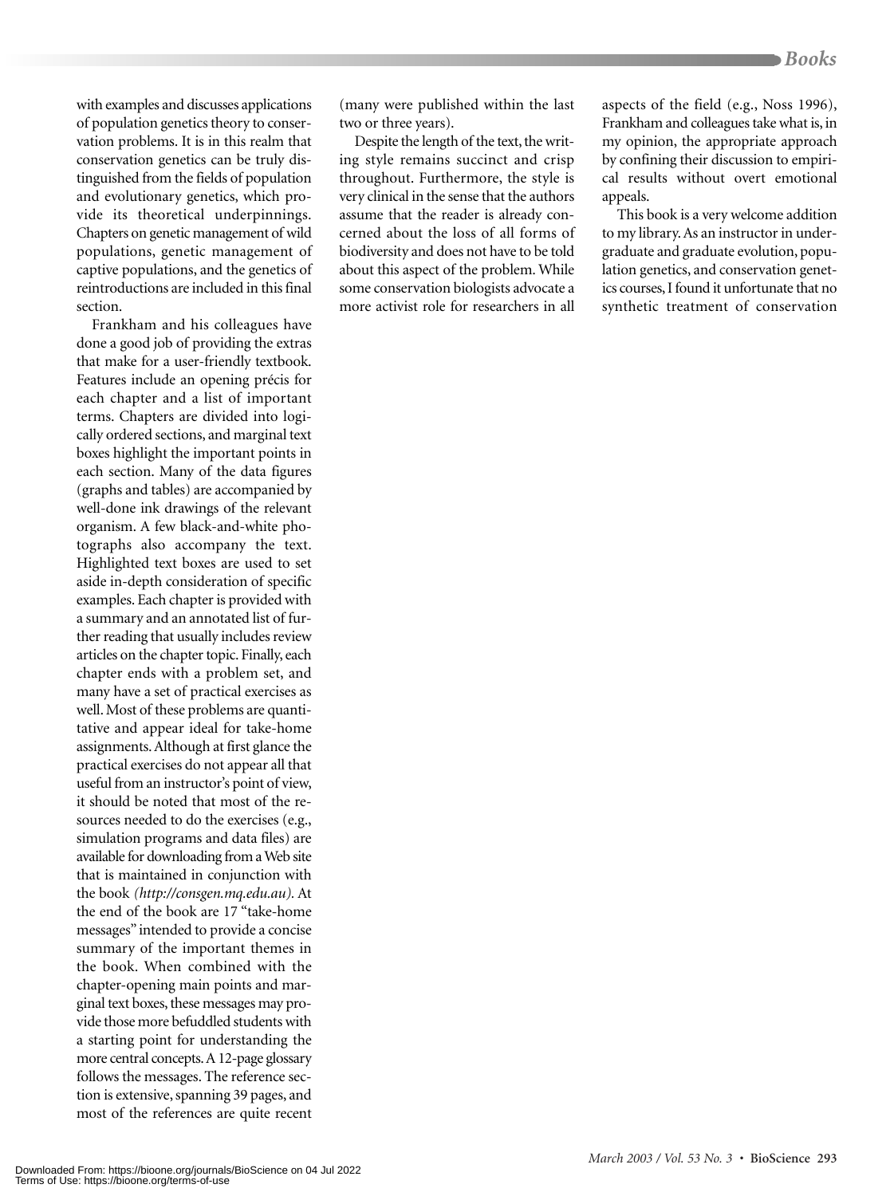with examples and discusses applications of population genetics theory to conservation problems. It is in this realm that conservation genetics can be truly distinguished from the fields of population and evolutionary genetics, which provide its theoretical underpinnings. Chapters on genetic management of wild populations, genetic management of captive populations, and the genetics of reintroductions are included in this final section.

Frankham and his colleagues have done a good job of providing the extras that make for a user-friendly textbook. Features include an opening précis for each chapter and a list of important terms. Chapters are divided into logically ordered sections, and marginal text boxes highlight the important points in each section. Many of the data figures (graphs and tables) are accompanied by well-done ink drawings of the relevant organism. A few black-and-white photographs also accompany the text. Highlighted text boxes are used to set aside in-depth consideration of specific examples. Each chapter is provided with a summary and an annotated list of further reading that usually includes review articles on the chapter topic. Finally, each chapter ends with a problem set, and many have a set of practical exercises as well. Most of these problems are quantitative and appear ideal for take-home assignments. Although at first glance the practical exercises do not appear all that useful from an instructor's point of view, it should be noted that most of the resources needed to do the exercises (e.g., simulation programs and data files) are available for downloading from a Web site that is maintained in conjunction with the book *(http://consgen.mq.edu.au)*. At the end of the book are 17 "take-home messages" intended to provide a concise summary of the important themes in the book. When combined with the chapter-opening main points and marginal text boxes, these messages may provide those more befuddled students with a starting point for understanding the more central concepts. A 12-page glossary follows the messages. The reference section is extensive, spanning 39 pages, and most of the references are quite recent (many were published within the last two or three years).

Despite the length of the text, the writing style remains succinct and crisp throughout. Furthermore, the style is very clinical in the sense that the authors assume that the reader is already concerned about the loss of all forms of biodiversity and does not have to be told about this aspect of the problem. While some conservation biologists advocate a more activist role for researchers in all aspects of the field (e.g., Noss 1996), Frankham and colleagues take what is, in my opinion, the appropriate approach by confining their discussion to empirical results without overt emotional appeals.

This book is a very welcome addition to my library. As an instructor in undergraduate and graduate evolution, population genetics, and conservation genetics courses, I found it unfortunate that no synthetic treatment of conservation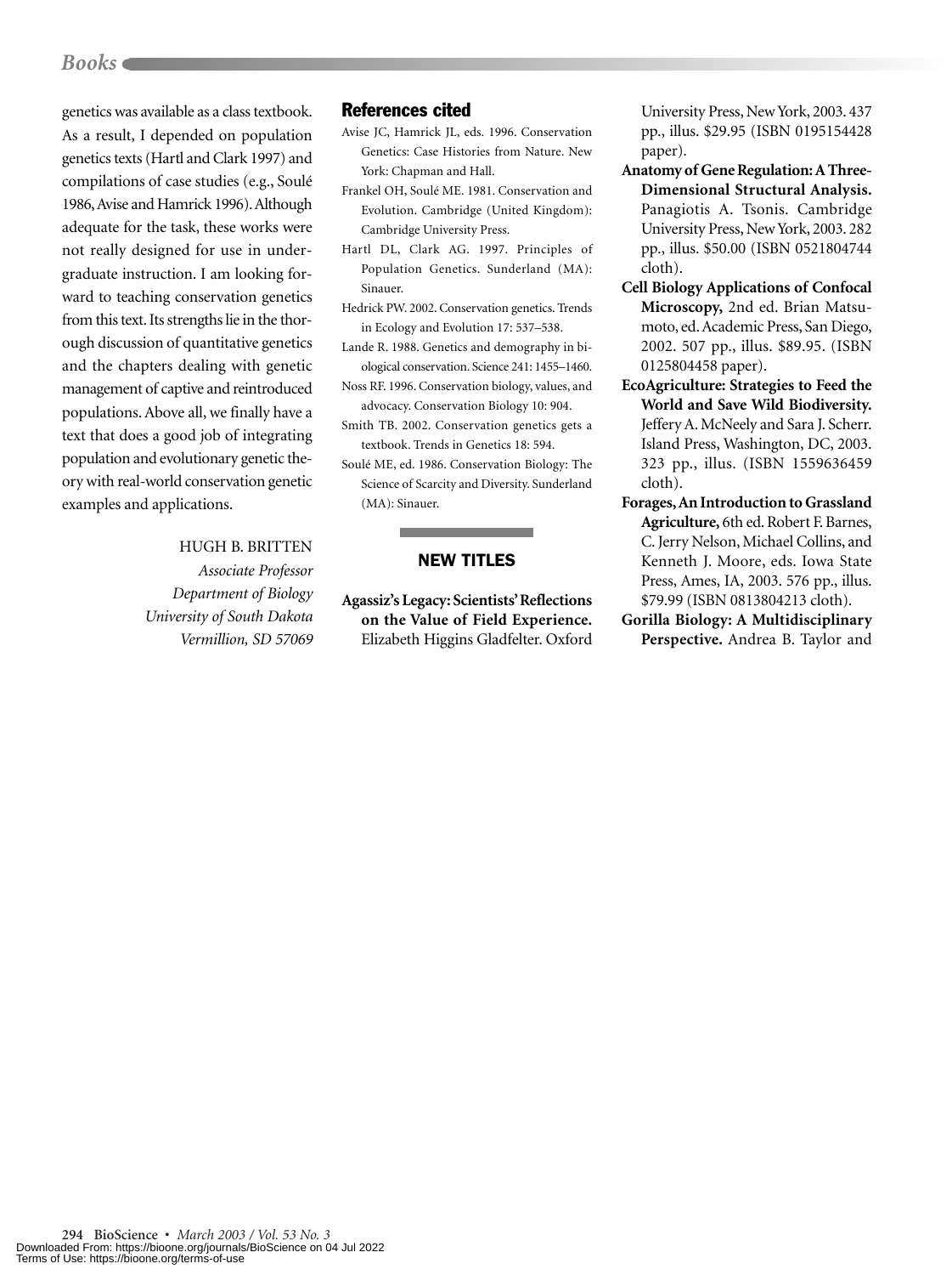genetics was available as a class textbook. As a result, I depended on population genetics texts (Hartl and Clark 1997) and compilations of case studies (e.g., Soulé 1986, Avise and Hamrick 1996). Although adequate for the task, these works were not really designed for use in undergraduate instruction. I am looking forward to teaching conservation genetics from this text. Its strengths lie in the thorough discussion of quantitative genetics and the chapters dealing with genetic management of captive and reintroduced populations. Above all, we finally have a text that does a good job of integrating population and evolutionary genetic theory with real-world conservation genetic examples and applications.

HUGH B. BRITTEN
*Associate Professor*
*Department of Biology*
*University of South Dakota*
*Vermillion, SD 57069*

## References cited

Avise JC, Hamrick JL, eds. 1996. Conservation Genetics: Case Histories from Nature. New York: Chapman and Hall.

Frankel OH, Soulé ME. 1981. Conservation and Evolution. Cambridge (United Kingdom): Cambridge University Press.

Hartl DL, Clark AG. 1997. Principles of Population Genetics. Sunderland (MA): Sinauer.

Hedrick PW. 2002. Conservation genetics. Trends in Ecology and Evolution 17: 537–538.

Lande R. 1988. Genetics and demography in biological conservation. Science 241: 1455–1460.

Noss RF. 1996. Conservation biology, values, and advocacy. Conservation Biology 10: 904.

Smith TB. 2002. Conservation genetics gets a textbook. Trends in Genetics 18: 594.

Soulé ME, ed. 1986. Conservation Biology: The Science of Scarcity and Diversity. Sunderland (MA): Sinauer.

## NEW TITLES

**Agassiz's Legacy: Scientists' Reflections on the Value of Field Experience.** Elizabeth Higgins Gladfelter. Oxford University Press, New York, 2003. 437 pp., illus. $29.95 (ISBN 0195154428 paper).

**Anatomy of Gene Regulation: A Three-Dimensional Structural Analysis.** Panagiotis A. Tsonis. Cambridge University Press, New York, 2003. 282 pp., illus. $50.00 (ISBN 0521804744 cloth).

**Cell Biology Applications of Confocal Microscopy,** 2nd ed. Brian Matsumoto, ed. Academic Press, San Diego, 2002. 507 pp., illus. $89.95. (ISBN 0125804458 paper).

**EcoAgriculture: Strategies to Feed the World and Save Wild Biodiversity.** Jeffery A. McNeely and Sara J. Scherr. Island Press, Washington, DC, 2003. 323 pp., illus. (ISBN 1559636459 cloth).

**Forages, An Introduction to Grassland Agriculture,** 6th ed. Robert F. Barnes, C. Jerry Nelson, Michael Collins, and Kenneth J. Moore, eds. Iowa State Press, Ames, IA, 2003. 576 pp., illus. $79.99 (ISBN 0813804213 cloth).

**Gorilla Biology: A Multidisciplinary Perspective.** Andrea B. Taylor and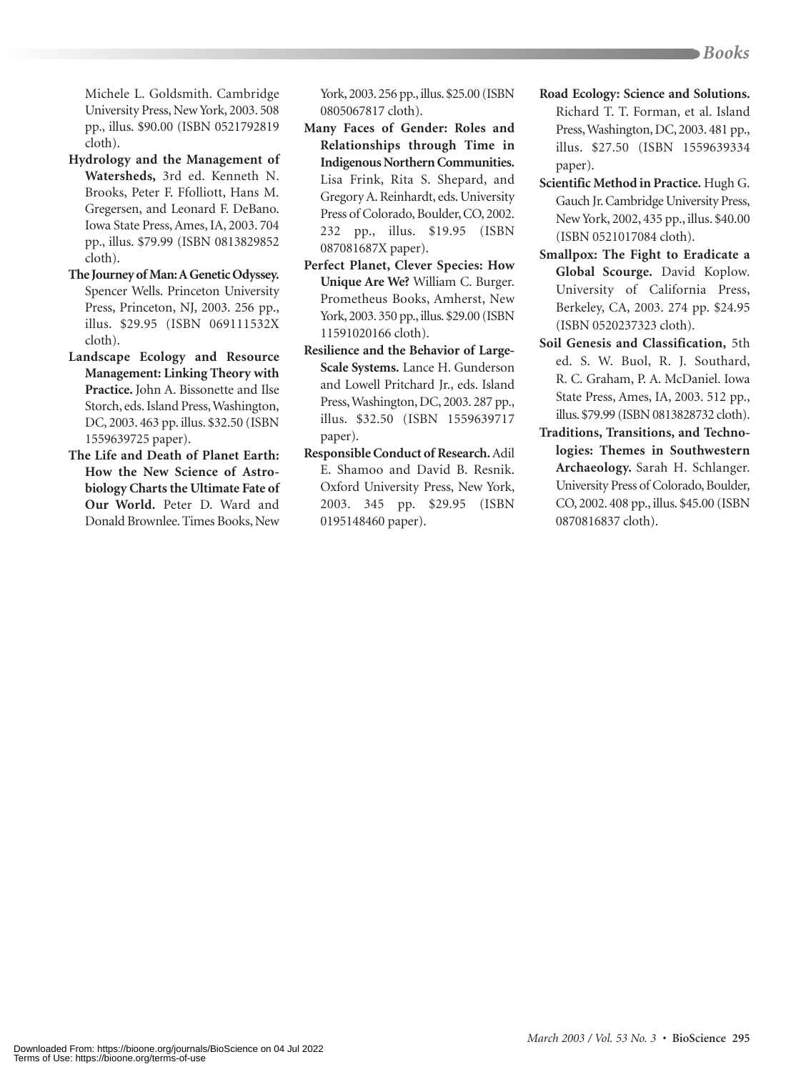Michele L. Goldsmith. Cambridge University Press, New York, 2003. 508 pp., illus. $90.00 (ISBN 0521792819 cloth).

**Hydrology and the Management of Watersheds,** 3rd ed. Kenneth N. Brooks, Peter F. Ffolliott, Hans M. Gregersen, and Leonard F. DeBano. Iowa State Press, Ames, IA, 2003. 704 pp., illus. $79.99 (ISBN 0813829852 cloth).

**The Journey of Man: A Genetic Odyssey.** Spencer Wells. Princeton University Press, Princeton, NJ, 2003. 256 pp., illus. $29.95 (ISBN 069111532X cloth).

**Landscape Ecology and Resource Management: Linking Theory with Practice.** John A. Bissonette and Ilse Storch, eds. Island Press, Washington, DC, 2003. 463 pp. illus. $32.50 (ISBN 1559639725 paper).

**The Life and Death of Planet Earth: How the New Science of Astrobiology Charts the Ultimate Fate of Our World.** Peter D. Ward and Donald Brownlee. Times Books, New York, 2003. 256 pp., illus. $25.00 (ISBN 0805067817 cloth).

**Many Faces of Gender: Roles and Relationships through Time in Indigenous Northern Communities.** Lisa Frink, Rita S. Shepard, and Gregory A. Reinhardt, eds. University Press of Colorado, Boulder, CO, 2002. 232 pp., illus. $19.95 (ISBN 087081687X paper).

**Perfect Planet, Clever Species: How Unique Are We?** William C. Burger. Prometheus Books, Amherst, New York, 2003. 350 pp., illus. $29.00 (ISBN 11591020166 cloth).

**Resilience and the Behavior of Large-Scale Systems.** Lance H. Gunderson and Lowell Pritchard Jr., eds. Island Press, Washington, DC, 2003. 287 pp., illus. $32.50 (ISBN 1559639717 paper).

**Responsible Conduct of Research.** Adil E. Shamoo and David B. Resnik. Oxford University Press, New York, 2003. 345 pp. $29.95 (ISBN 0195148460 paper).

**Road Ecology: Science and Solutions.** Richard T. T. Forman, et al. Island Press, Washington, DC, 2003. 481 pp., illus. $27.50 (ISBN 1559639334 paper).

**Scientific Method in Practice.** Hugh G. Gauch Jr. Cambridge University Press, New York, 2002, 435 pp., illus. $40.00 (ISBN 0521017084 cloth).

**Smallpox: The Fight to Eradicate a Global Scourge.** David Koplow. University of California Press, Berkeley, CA, 2003. 274 pp. $24.95 (ISBN 0520237323 cloth).

**Soil Genesis and Classification,** 5th ed. S. W. Buol, R. J. Southard, R. C. Graham, P. A. McDaniel. Iowa State Press, Ames, IA, 2003. 512 pp., illus. $79.99 (ISBN 0813828732 cloth).

**Traditions, Transitions, and Technologies: Themes in Southwestern Archaeology.** Sarah H. Schlanger. University Press of Colorado, Boulder, CO, 2002. 408 pp., illus. $45.00 (ISBN 0870816837 cloth).